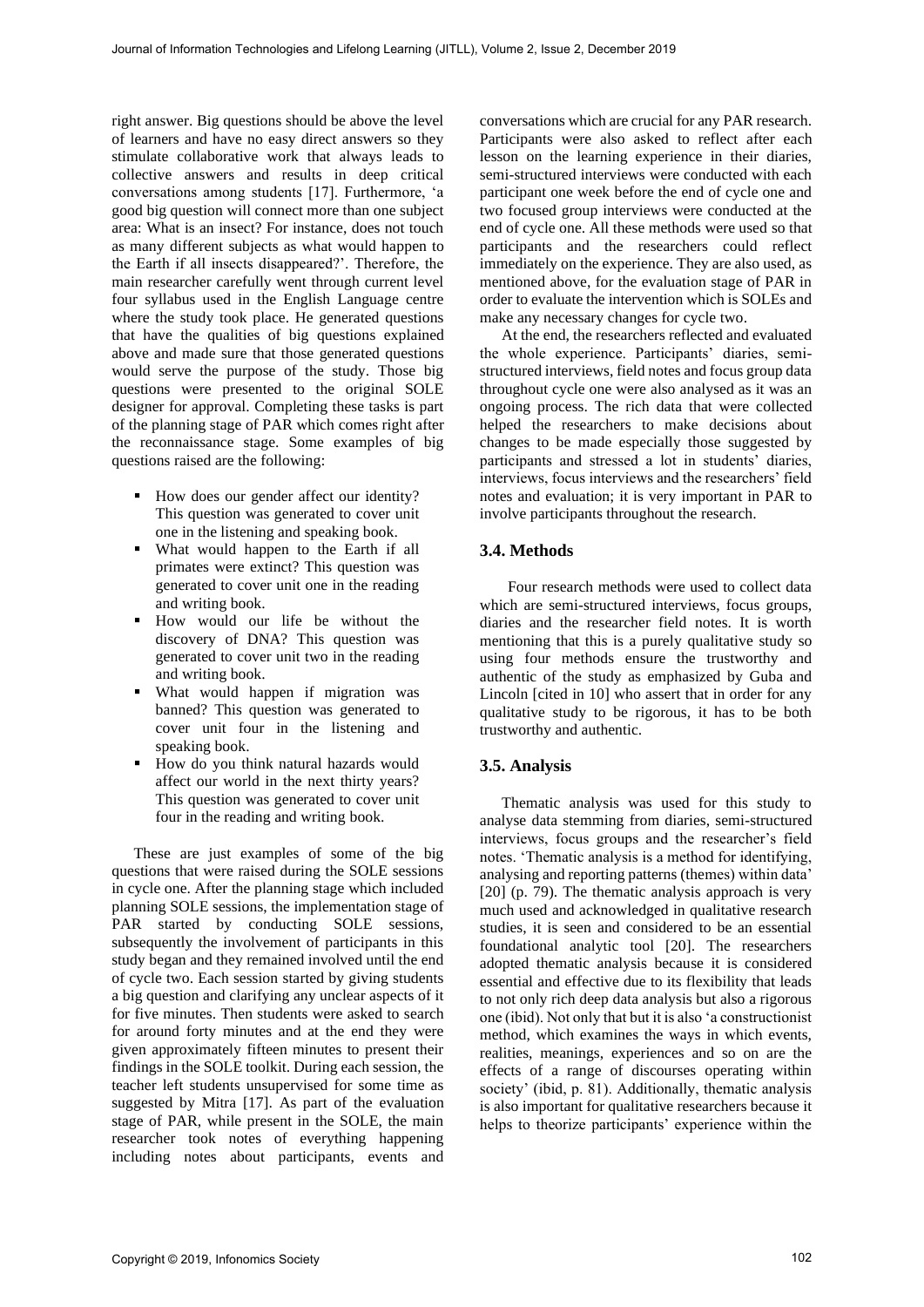right answer. Big questions should be above the level of learners and have no easy direct answers so they stimulate collaborative work that always leads to collective answers and results in deep critical conversations among students [17]. Furthermore, 'a good big question will connect more than one subject area: What is an insect? For instance, does not touch as many different subjects as what would happen to the Earth if all insects disappeared?'. Therefore, the main researcher carefully went through current level four syllabus used in the English Language centre where the study took place. He generated questions that have the qualities of big questions explained above and made sure that those generated questions would serve the purpose of the study. Those big questions were presented to the original SOLE designer for approval. Completing these tasks is part of the planning stage of PAR which comes right after the reconnaissance stage. Some examples of big questions raised are the following:

- How does our gender affect our identity? This question was generated to cover unit one in the listening and speaking book.
- What would happen to the Earth if all primates were extinct? This question was generated to cover unit one in the reading and writing book.
- How would our life be without the discovery of DNA? This question was generated to cover unit two in the reading and writing book.
- What would happen if migration was banned? This question was generated to cover unit four in the listening and speaking book.
- How do you think natural hazards would affect our world in the next thirty years? This question was generated to cover unit four in the reading and writing book.

These are just examples of some of the big questions that were raised during the SOLE sessions in cycle one. After the planning stage which included planning SOLE sessions, the implementation stage of PAR started by conducting SOLE sessions, subsequently the involvement of participants in this study began and they remained involved until the end of cycle two. Each session started by giving students a big question and clarifying any unclear aspects of it for five minutes. Then students were asked to search for around forty minutes and at the end they were given approximately fifteen minutes to present their findings in the SOLE toolkit. During each session, the teacher left students unsupervised for some time as suggested by Mitra [17]. As part of the evaluation stage of PAR, while present in the SOLE, the main researcher took notes of everything happening including notes about participants, events and conversations which are crucial for any PAR research. Participants were also asked to reflect after each lesson on the learning experience in their diaries, semi-structured interviews were conducted with each participant one week before the end of cycle one and two focused group interviews were conducted at the end of cycle one. All these methods were used so that participants and the researchers could reflect immediately on the experience. They are also used, as mentioned above, for the evaluation stage of PAR in order to evaluate the intervention which is SOLEs and make any necessary changes for cycle two.

At the end, the researchers reflected and evaluated the whole experience. Participants' diaries, semi-structured interviews, field notes and focus group data throughout cycle one were also analysed as it was an ongoing process. The rich data that were collected helped the researchers to make decisions about changes to be made especially those suggested by participants and stressed a lot in students' diaries, interviews, focus interviews and the researchers' field notes and evaluation; it is very important in PAR to involve participants throughout the research.

### 3.4. Methods

Four research methods were used to collect data which are semi-structured interviews, focus groups, diaries and the researcher field notes. It is worth mentioning that this is a purely qualitative study so using four methods ensure the trustworthy and authentic of the study as emphasized by Guba and Lincoln [cited in 10] who assert that in order for any qualitative study to be rigorous, it has to be both trustworthy and authentic.

### 3.5. Analysis

Thematic analysis was used for this study to analyse data stemming from diaries, semi-structured interviews, focus groups and the researcher's field notes. 'Thematic analysis is a method for identifying, analysing and reporting patterns (themes) within data' [20] (p. 79). The thematic analysis approach is very much used and acknowledged in qualitative research studies, it is seen and considered to be an essential foundational analytic tool [20]. The researchers adopted thematic analysis because it is considered essential and effective due to its flexibility that leads to not only rich deep data analysis but also a rigorous one (ibid). Not only that but it is also 'a constructionist method, which examines the ways in which events, realities, meanings, experiences and so on are the effects of a range of discourses operating within society' (ibid, p. 81). Additionally, thematic analysis is also important for qualitative researchers because it helps to theorize participants' experience within the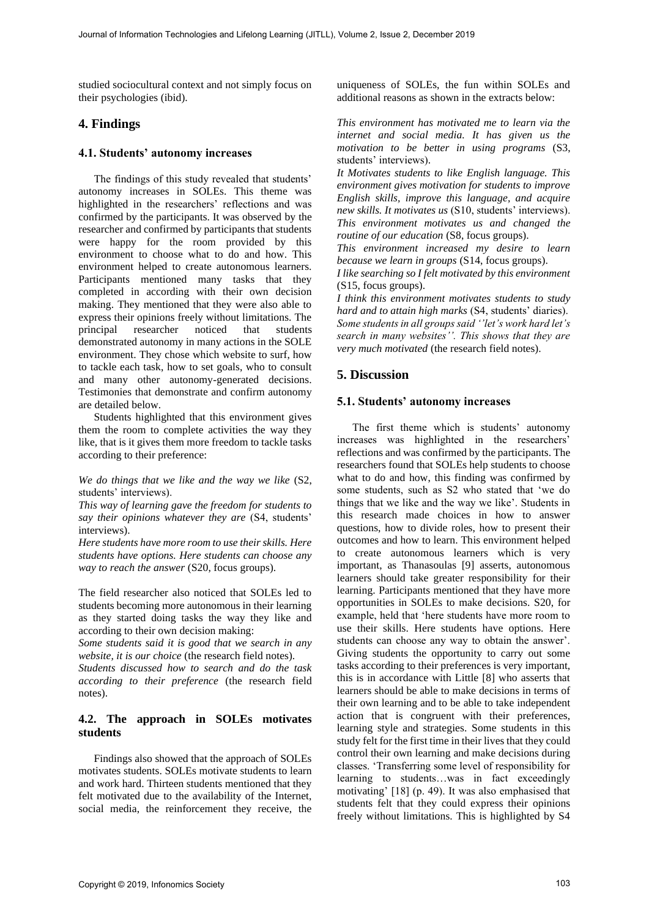studied sociocultural context and not simply focus on their psychologies (ibid).

## 4. Findings

### 4.1. Students' autonomy increases

The findings of this study revealed that students' autonomy increases in SOLEs. This theme was highlighted in the researchers' reflections and was confirmed by the participants. It was observed by the researcher and confirmed by participants that students were happy for the room provided by this environment to choose what to do and how. This environment helped to create autonomous learners. Participants mentioned many tasks that they completed in according with their own decision making. They mentioned that they were also able to express their opinions freely without limitations. The principal researcher noticed that students demonstrated autonomy in many actions in the SOLE environment. They chose which website to surf, how to tackle each task, how to set goals, who to consult and many other autonomy-generated decisions. Testimonies that demonstrate and confirm autonomy are detailed below.

Students highlighted that this environment gives them the room to complete activities the way they like, that is it gives them more freedom to tackle tasks according to their preference:

*We do things that we like and the way we like* (S2, students' interviews).
*This way of learning gave the freedom for students to say their opinions whatever they are* (S4, students' interviews).
*Here students have more room to use their skills. Here students have options. Here students can choose any way to reach the answer* (S20, focus groups).

The field researcher also noticed that SOLEs led to students becoming more autonomous in their learning as they started doing tasks the way they like and according to their own decision making:
*Some students said it is good that we search in any website, it is our choice* (the research field notes).
*Students discussed how to search and do the task according to their preference* (the research field notes).

### 4.2. The approach in SOLEs motivates students

Findings also showed that the approach of SOLEs motivates students. SOLEs motivate students to learn and work hard. Thirteen students mentioned that they felt motivated due to the availability of the Internet, social media, the reinforcement they receive, the uniqueness of SOLEs, the fun within SOLEs and additional reasons as shown in the extracts below:

*This environment has motivated me to learn via the internet and social media. It has given us the motivation to be better in using programs* (S3, students' interviews).
*It Motivates students to like English language. This environment gives motivation for students to improve English skills, improve this language, and acquire new skills. It motivates us* (S10, students' interviews).
*This environment motivates us and changed the routine of our education* (S8, focus groups).
*This environment increased my desire to learn because we learn in groups* (S14, focus groups).
*I like searching so I felt motivated by this environment* (S15, focus groups).
*I think this environment motivates students to study hard and to attain high marks* (S4, students' diaries).
*Some students in all groups said ''let's work hard let's search in many websites''. This shows that they are very much motivated* (the research field notes).

## 5. Discussion

### 5.1. Students' autonomy increases

The first theme which is students' autonomy increases was highlighted in the researchers' reflections and was confirmed by the participants. The researchers found that SOLEs help students to choose what to do and how, this finding was confirmed by some students, such as S2 who stated that 'we do things that we like and the way we like'. Students in this research made choices in how to answer questions, how to divide roles, how to present their outcomes and how to learn. This environment helped to create autonomous learners which is very important, as Thanasoulas [9] asserts, autonomous learners should take greater responsibility for their learning. Participants mentioned that they have more opportunities in SOLEs to make decisions. S20, for example, held that 'here students have more room to use their skills. Here students have options. Here students can choose any way to obtain the answer'. Giving students the opportunity to carry out some tasks according to their preferences is very important, this is in accordance with Little [8] who asserts that learners should be able to make decisions in terms of their own learning and to be able to take independent action that is congruent with their preferences, learning style and strategies. Some students in this study felt for the first time in their lives that they could control their own learning and make decisions during classes. 'Transferring some level of responsibility for learning to students…was in fact exceedingly motivating' [18] (p. 49). It was also emphasised that students felt that they could express their opinions freely without limitations. This is highlighted by S4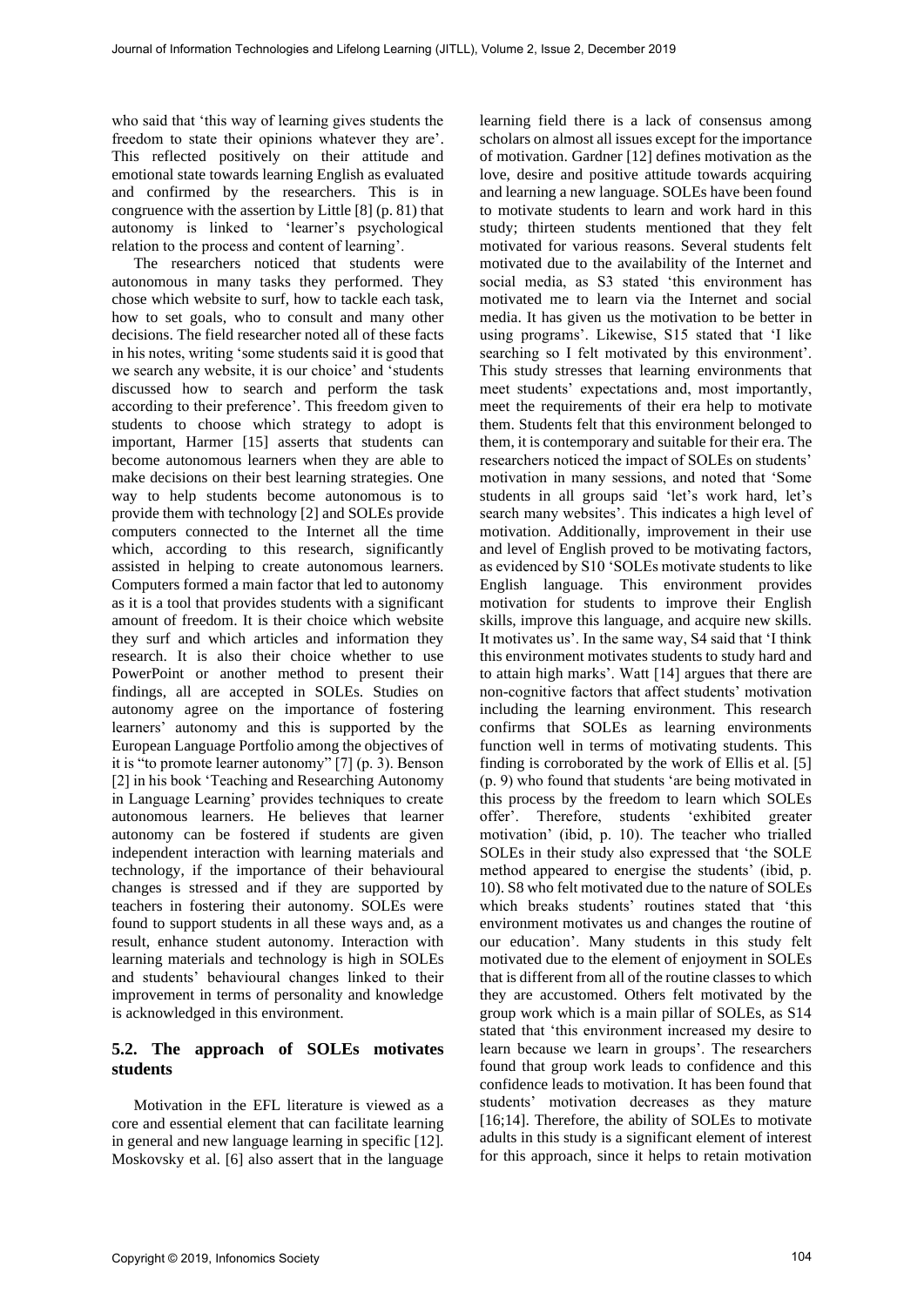who said that 'this way of learning gives students the freedom to state their opinions whatever they are'. This reflected positively on their attitude and emotional state towards learning English as evaluated and confirmed by the researchers. This is in congruence with the assertion by Little [8] (p. 81) that autonomy is linked to 'learner's psychological relation to the process and content of learning'.

The researchers noticed that students were autonomous in many tasks they performed. They chose which website to surf, how to tackle each task, how to set goals, who to consult and many other decisions. The field researcher noted all of these facts in his notes, writing 'some students said it is good that we search any website, it is our choice' and 'students discussed how to search and perform the task according to their preference'. This freedom given to students to choose which strategy to adopt is important, Harmer [15] asserts that students can become autonomous learners when they are able to make decisions on their best learning strategies. One way to help students become autonomous is to provide them with technology [2] and SOLEs provide computers connected to the Internet all the time which, according to this research, significantly assisted in helping to create autonomous learners. Computers formed a main factor that led to autonomy as it is a tool that provides students with a significant amount of freedom. It is their choice which website they surf and which articles and information they research. It is also their choice whether to use PowerPoint or another method to present their findings, all are accepted in SOLEs. Studies on autonomy agree on the importance of fostering learners' autonomy and this is supported by the European Language Portfolio among the objectives of it is "to promote learner autonomy" [7] (p. 3). Benson [2] in his book 'Teaching and Researching Autonomy in Language Learning' provides techniques to create autonomous learners. He believes that learner autonomy can be fostered if students are given independent interaction with learning materials and technology, if the importance of their behavioural changes is stressed and if they are supported by teachers in fostering their autonomy. SOLEs were found to support students in all these ways and, as a result, enhance student autonomy. Interaction with learning materials and technology is high in SOLEs and students' behavioural changes linked to their improvement in terms of personality and knowledge is acknowledged in this environment.

### 5.2. The approach of SOLEs motivates students

Motivation in the EFL literature is viewed as a core and essential element that can facilitate learning in general and new language learning in specific [12]. Moskovsky et al. [6] also assert that in the language learning field there is a lack of consensus among scholars on almost all issues except for the importance of motivation. Gardner [12] defines motivation as the love, desire and positive attitude towards acquiring and learning a new language. SOLEs have been found to motivate students to learn and work hard in this study; thirteen students mentioned that they felt motivated for various reasons. Several students felt motivated due to the availability of the Internet and social media, as S3 stated 'this environment has motivated me to learn via the Internet and social media. It has given us the motivation to be better in using programs'. Likewise, S15 stated that 'I like searching so I felt motivated by this environment'. This study stresses that learning environments that meet students' expectations and, most importantly, meet the requirements of their era help to motivate them. Students felt that this environment belonged to them, it is contemporary and suitable for their era. The researchers noticed the impact of SOLEs on students' motivation in many sessions, and noted that 'Some students in all groups said 'let's work hard, let's search many websites'. This indicates a high level of motivation. Additionally, improvement in their use and level of English proved to be motivating factors, as evidenced by S10 'SOLEs motivate students to like English language. This environment provides motivation for students to improve their English skills, improve this language, and acquire new skills. It motivates us'. In the same way, S4 said that 'I think this environment motivates students to study hard and to attain high marks'. Watt [14] argues that there are non-cognitive factors that affect students' motivation including the learning environment. This research confirms that SOLEs as learning environments function well in terms of motivating students. This finding is corroborated by the work of Ellis et al. [5] (p. 9) who found that students 'are being motivated in this process by the freedom to learn which SOLEs offer'. Therefore, students 'exhibited greater motivation' (ibid, p. 10). The teacher who trialled SOLEs in their study also expressed that 'the SOLE method appeared to energise the students' (ibid, p. 10). S8 who felt motivated due to the nature of SOLEs which breaks students' routines stated that 'this environment motivates us and changes the routine of our education'. Many students in this study felt motivated due to the element of enjoyment in SOLEs that is different from all of the routine classes to which they are accustomed. Others felt motivated by the group work which is a main pillar of SOLEs, as S14 stated that 'this environment increased my desire to learn because we learn in groups'. The researchers found that group work leads to confidence and this confidence leads to motivation. It has been found that students' motivation decreases as they mature [16;14]. Therefore, the ability of SOLEs to motivate adults in this study is a significant element of interest for this approach, since it helps to retain motivation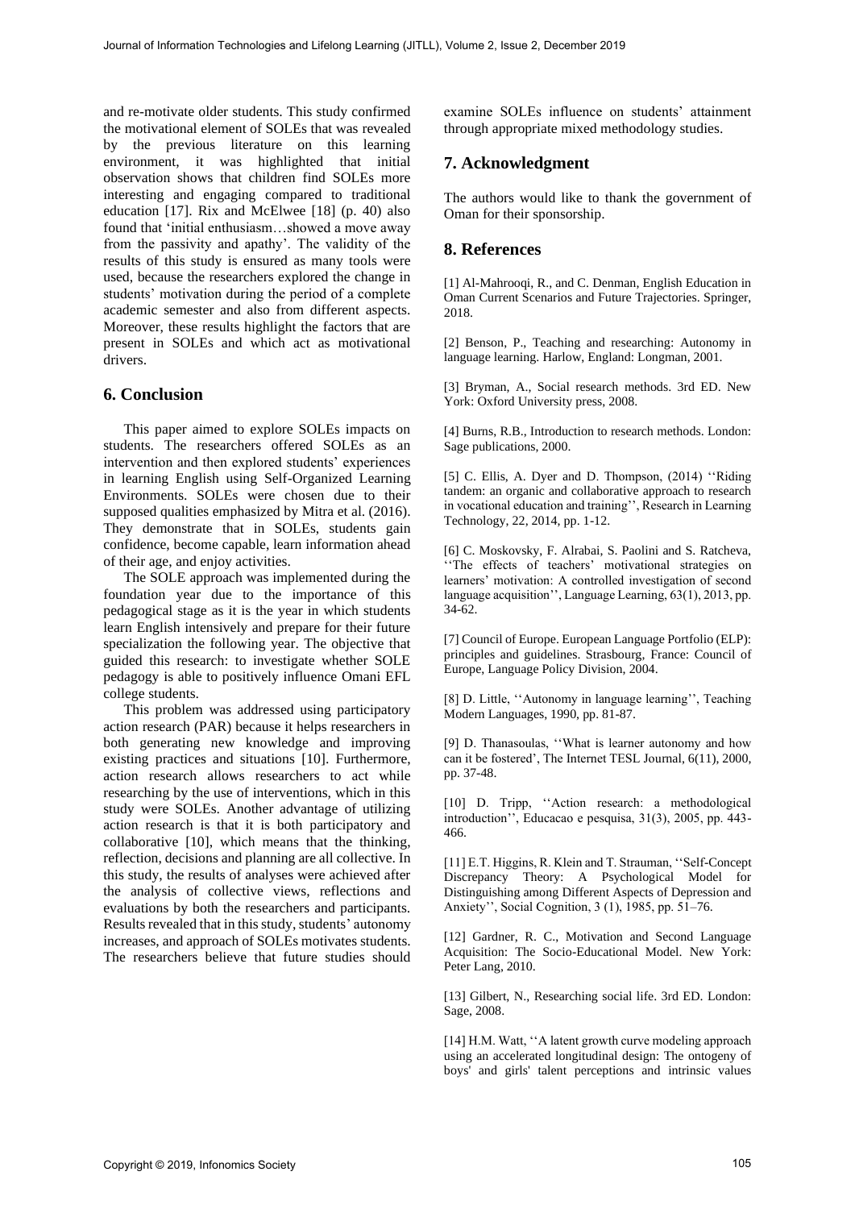and re-motivate older students. This study confirmed the motivational element of SOLEs that was revealed by the previous literature on this learning environment, it was highlighted that initial observation shows that children find SOLEs more interesting and engaging compared to traditional education [17]. Rix and McElwee [18] (p. 40) also found that 'initial enthusiasm…showed a move away from the passivity and apathy'. The validity of the results of this study is ensured as many tools were used, because the researchers explored the change in students' motivation during the period of a complete academic semester and also from different aspects. Moreover, these results highlight the factors that are present in SOLEs and which act as motivational drivers.

## 6. Conclusion

This paper aimed to explore SOLEs impacts on students. The researchers offered SOLEs as an intervention and then explored students' experiences in learning English using Self-Organized Learning Environments. SOLEs were chosen due to their supposed qualities emphasized by Mitra et al. (2016). They demonstrate that in SOLEs, students gain confidence, become capable, learn information ahead of their age, and enjoy activities.

The SOLE approach was implemented during the foundation year due to the importance of this pedagogical stage as it is the year in which students learn English intensively and prepare for their future specialization the following year. The objective that guided this research: to investigate whether SOLE pedagogy is able to positively influence Omani EFL college students.

This problem was addressed using participatory action research (PAR) because it helps researchers in both generating new knowledge and improving existing practices and situations [10]. Furthermore, action research allows researchers to act while researching by the use of interventions, which in this study were SOLEs. Another advantage of utilizing action research is that it is both participatory and collaborative [10], which means that the thinking, reflection, decisions and planning are all collective. In this study, the results of analyses were achieved after the analysis of collective views, reflections and evaluations by both the researchers and participants. Results revealed that in this study, students' autonomy increases, and approach of SOLEs motivates students. The researchers believe that future studies should examine SOLEs influence on students' attainment through appropriate mixed methodology studies.

## 7. Acknowledgment

The authors would like to thank the government of Oman for their sponsorship.

## 8. References

[1] Al-Mahrooqi, R., and C. Denman, English Education in Oman Current Scenarios and Future Trajectories. Springer, 2018.

[2] Benson, P., Teaching and researching: Autonomy in language learning. Harlow, England: Longman, 2001.

[3] Bryman, A., Social research methods. 3rd ED. New York: Oxford University press, 2008.

[4] Burns, R.B., Introduction to research methods. London: Sage publications, 2000.

[5] C. Ellis, A. Dyer and D. Thompson, (2014) ''Riding tandem: an organic and collaborative approach to research in vocational education and training'', Research in Learning Technology, 22, 2014, pp. 1-12.

[6] C. Moskovsky, F. Alrabai, S. Paolini and S. Ratcheva, ''The effects of teachers' motivational strategies on learners' motivation: A controlled investigation of second language acquisition'', Language Learning, 63(1), 2013, pp. 34-62.

[7] Council of Europe. European Language Portfolio (ELP): principles and guidelines. Strasbourg, France: Council of Europe, Language Policy Division, 2004.

[8] D. Little, ''Autonomy in language learning'', Teaching Modern Languages, 1990, pp. 81-87.

[9] D. Thanasoulas, ''What is learner autonomy and how can it be fostered', The Internet TESL Journal, 6(11), 2000, pp. 37-48.

[10] D. Tripp, ''Action research: a methodological introduction'', Educacao e pesquisa, 31(3), 2005, pp. 443-466.

[11] E.T. Higgins, R. Klein and T. Strauman, ''Self-Concept Discrepancy Theory: A Psychological Model for Distinguishing among Different Aspects of Depression and Anxiety'', Social Cognition, 3 (1), 1985, pp. 51–76.

[12] Gardner, R. C., Motivation and Second Language Acquisition: The Socio-Educational Model. New York: Peter Lang, 2010.

[13] Gilbert, N., Researching social life. 3rd ED. London: Sage, 2008.

[14] H.M. Watt, ''A latent growth curve modeling approach using an accelerated longitudinal design: The ontogeny of boys' and girls' talent perceptions and intrinsic values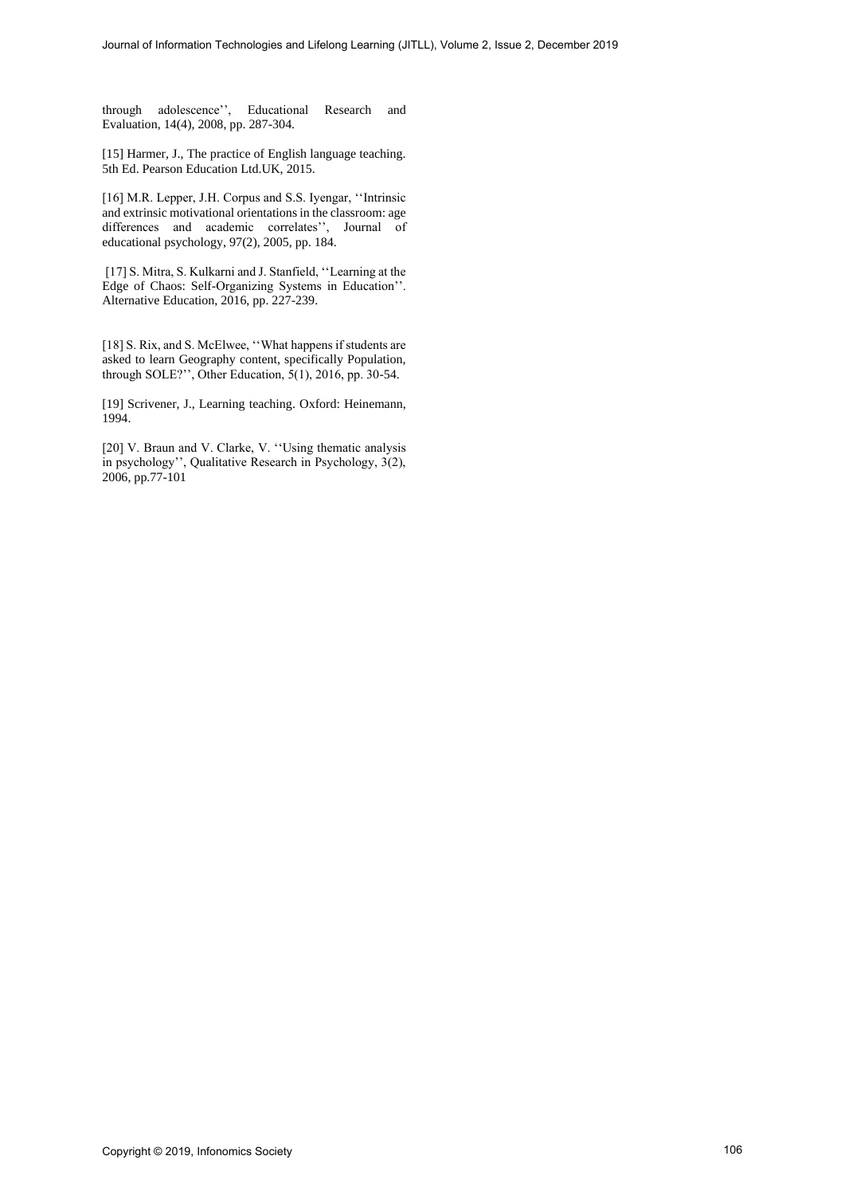through adolescence'', Educational Research and Evaluation, 14(4), 2008, pp. 287-304.

[15] Harmer, J., The practice of English language teaching. 5th Ed. Pearson Education Ltd.UK, 2015.

[16] M.R. Lepper, J.H. Corpus and S.S. Iyengar, ''Intrinsic and extrinsic motivational orientations in the classroom: age differences and academic correlates'', Journal of educational psychology, 97(2), 2005, pp. 184.

[17] S. Mitra, S. Kulkarni and J. Stanfield, ''Learning at the Edge of Chaos: Self-Organizing Systems in Education''. Alternative Education, 2016, pp. 227-239.

[18] S. Rix, and S. McElwee, ''What happens if students are asked to learn Geography content, specifically Population, through SOLE?'', Other Education, 5(1), 2016, pp. 30-54.

[19] Scrivener, J., Learning teaching. Oxford: Heinemann, 1994.

[20] V. Braun and V. Clarke, V. ''Using thematic analysis in psychology'', Qualitative Research in Psychology, 3(2), 2006, pp.77-101